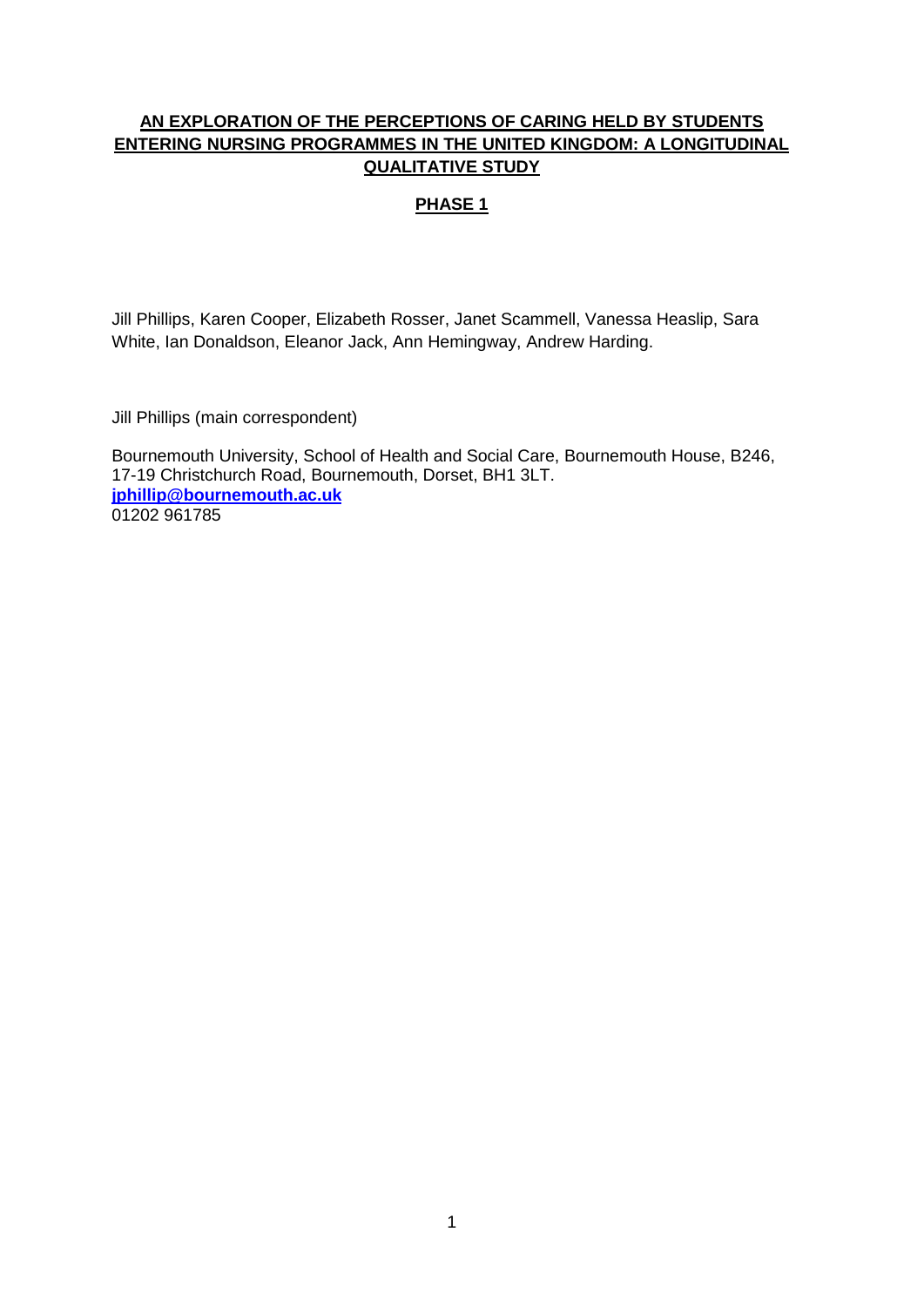# AN EXPLORATION OF THE PERCEPTIONS OF CARING HELD BY STUDENTS ENTERING NURSING PROGRAMMES IN THE UNITED KINGDOM: A LONGITUDINAL QUALITATIVE STUDY

## PHASE 1

Jill Phillips, Karen Cooper, Elizabeth Rosser, Janet Scammell, Vanessa Heaslip, Sara White, Ian Donaldson, Eleanor Jack, Ann Hemingway, Andrew Harding.

Jill Phillips (main correspondent)

Bournemouth University, School of Health and Social Care, Bournemouth House, B246, 17-19 Christchurch Road, Bournemouth, Dorset, BH1 3LT.
**jphillip@bournemouth.ac.uk**
01202 961785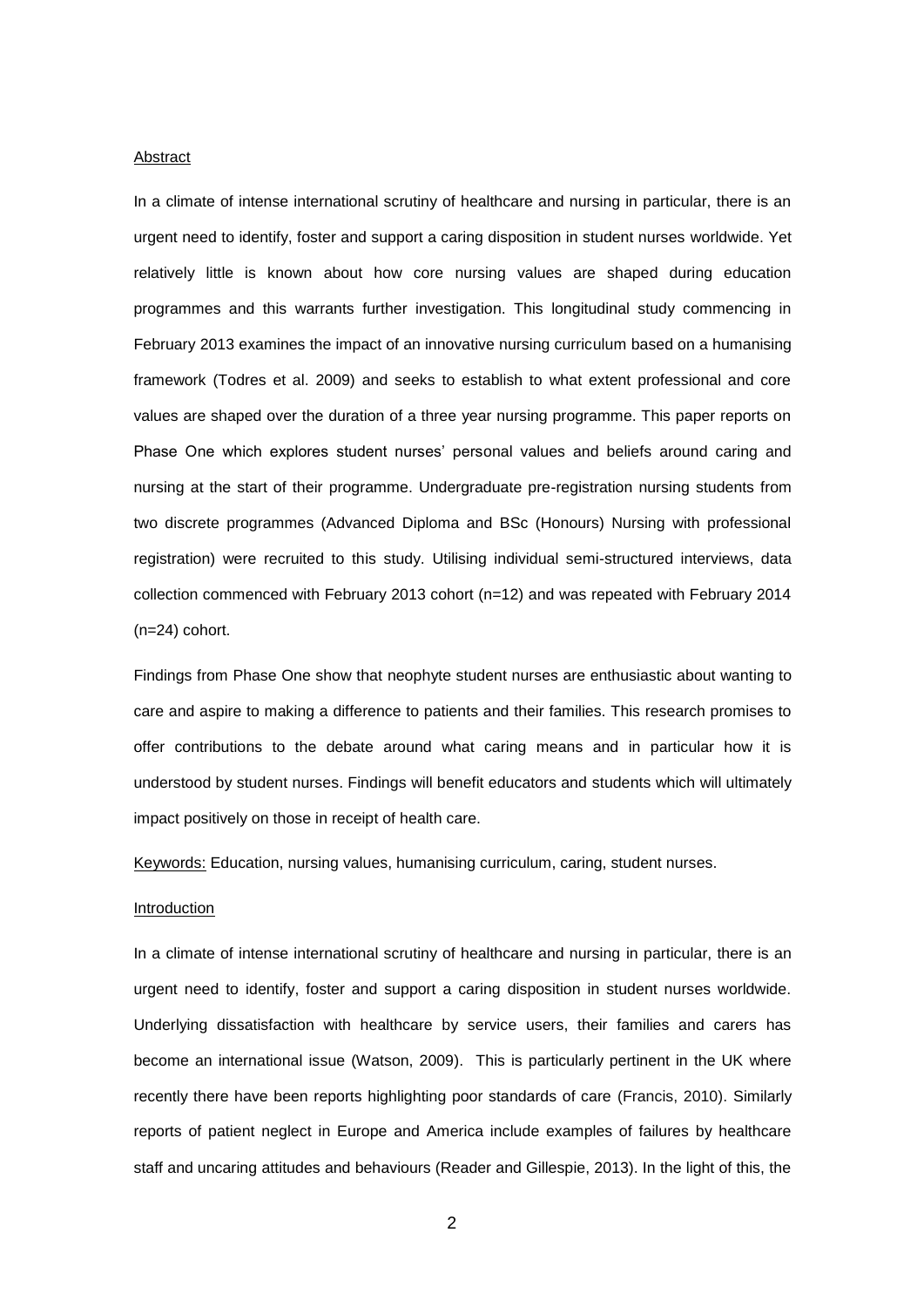## Abstract

In a climate of intense international scrutiny of healthcare and nursing in particular, there is an urgent need to identify, foster and support a caring disposition in student nurses worldwide. Yet relatively little is known about how core nursing values are shaped during education programmes and this warrants further investigation. This longitudinal study commencing in February 2013 examines the impact of an innovative nursing curriculum based on a humanising framework (Todres et al. 2009) and seeks to establish to what extent professional and core values are shaped over the duration of a three year nursing programme. This paper reports on Phase One which explores student nurses' personal values and beliefs around caring and nursing at the start of their programme. Undergraduate pre-registration nursing students from two discrete programmes (Advanced Diploma and BSc (Honours) Nursing with professional registration) were recruited to this study. Utilising individual semi-structured interviews, data collection commenced with February 2013 cohort (n=12) and was repeated with February 2014 (n=24) cohort.

Findings from Phase One show that neophyte student nurses are enthusiastic about wanting to care and aspire to making a difference to patients and their families. This research promises to offer contributions to the debate around what caring means and in particular how it is understood by student nurses. Findings will benefit educators and students which will ultimately impact positively on those in receipt of health care.

Keywords: Education, nursing values, humanising curriculum, caring, student nurses.

## Introduction

In a climate of intense international scrutiny of healthcare and nursing in particular, there is an urgent need to identify, foster and support a caring disposition in student nurses worldwide. Underlying dissatisfaction with healthcare by service users, their families and carers has become an international issue (Watson, 2009). This is particularly pertinent in the UK where recently there have been reports highlighting poor standards of care (Francis, 2010). Similarly reports of patient neglect in Europe and America include examples of failures by healthcare staff and uncaring attitudes and behaviours (Reader and Gillespie, 2013). In the light of this, the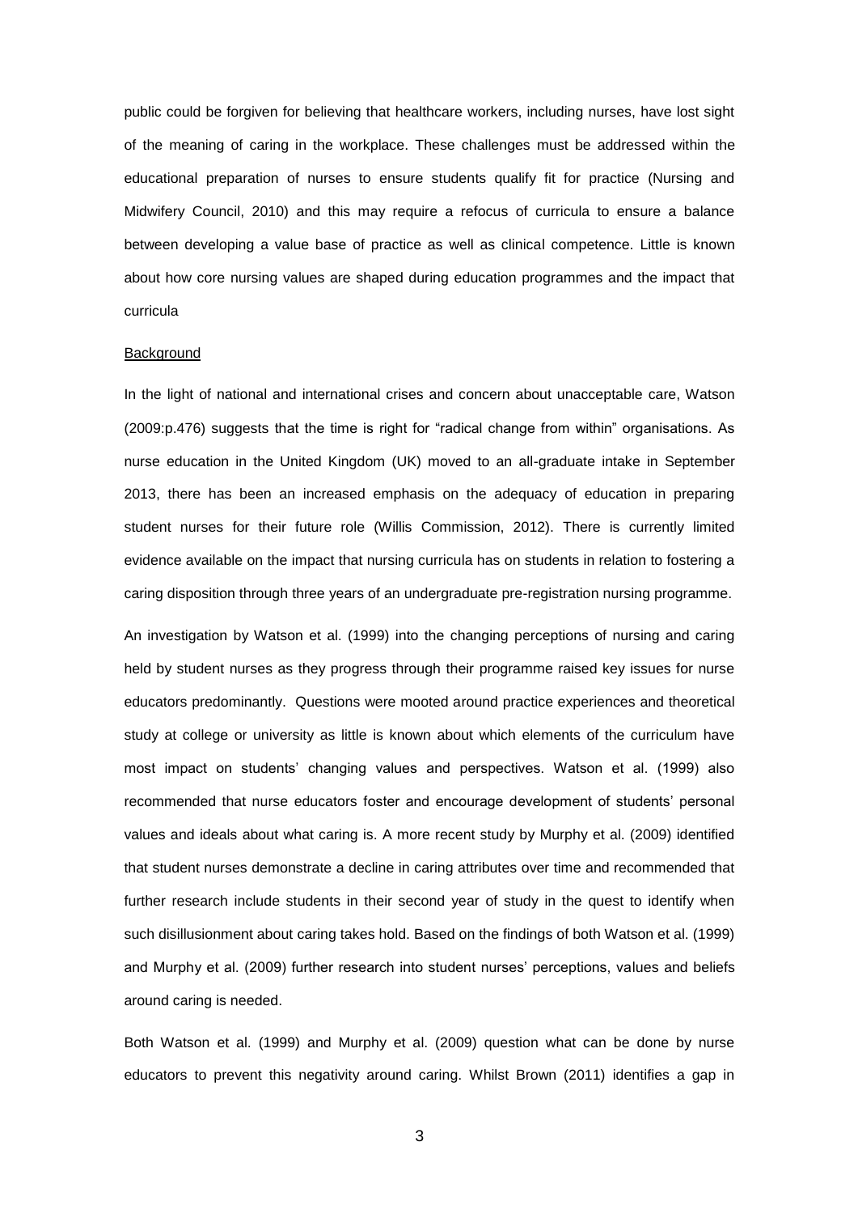public could be forgiven for believing that healthcare workers, including nurses, have lost sight of the meaning of caring in the workplace. These challenges must be addressed within the educational preparation of nurses to ensure students qualify fit for practice (Nursing and Midwifery Council, 2010) and this may require a refocus of curricula to ensure a balance between developing a value base of practice as well as clinical competence. Little is known about how core nursing values are shaped during education programmes and the impact that curricula

## Background

In the light of national and international crises and concern about unacceptable care, Watson (2009:p.476) suggests that the time is right for "radical change from within" organisations. As nurse education in the United Kingdom (UK) moved to an all-graduate intake in September 2013, there has been an increased emphasis on the adequacy of education in preparing student nurses for their future role (Willis Commission, 2012). There is currently limited evidence available on the impact that nursing curricula has on students in relation to fostering a caring disposition through three years of an undergraduate pre-registration nursing programme.

An investigation by Watson et al. (1999) into the changing perceptions of nursing and caring held by student nurses as they progress through their programme raised key issues for nurse educators predominantly. Questions were mooted around practice experiences and theoretical study at college or university as little is known about which elements of the curriculum have most impact on students' changing values and perspectives. Watson et al. (1999) also recommended that nurse educators foster and encourage development of students' personal values and ideals about what caring is. A more recent study by Murphy et al. (2009) identified that student nurses demonstrate a decline in caring attributes over time and recommended that further research include students in their second year of study in the quest to identify when such disillusionment about caring takes hold. Based on the findings of both Watson et al. (1999) and Murphy et al. (2009) further research into student nurses' perceptions, values and beliefs around caring is needed.

Both Watson et al. (1999) and Murphy et al. (2009) question what can be done by nurse educators to prevent this negativity around caring. Whilst Brown (2011) identifies a gap in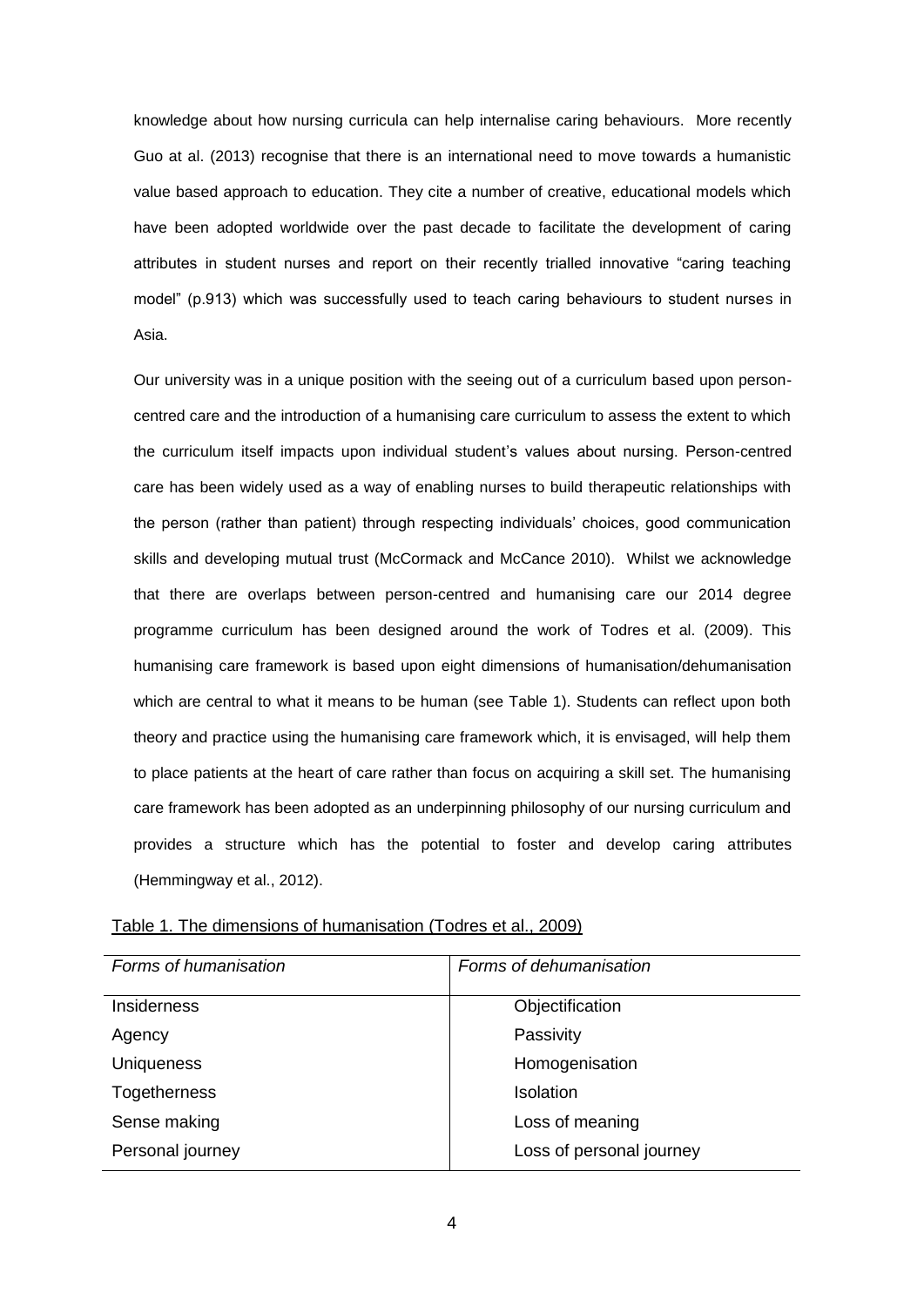knowledge about how nursing curricula can help internalise caring behaviours. More recently Guo at al. (2013) recognise that there is an international need to move towards a humanistic value based approach to education. They cite a number of creative, educational models which have been adopted worldwide over the past decade to facilitate the development of caring attributes in student nurses and report on their recently trialled innovative "caring teaching model" (p.913) which was successfully used to teach caring behaviours to student nurses in Asia.

Our university was in a unique position with the seeing out of a curriculum based upon person-centred care and the introduction of a humanising care curriculum to assess the extent to which the curriculum itself impacts upon individual student's values about nursing. Person-centred care has been widely used as a way of enabling nurses to build therapeutic relationships with the person (rather than patient) through respecting individuals' choices, good communication skills and developing mutual trust (McCormack and McCance 2010). Whilst we acknowledge that there are overlaps between person-centred and humanising care our 2014 degree programme curriculum has been designed around the work of Todres et al. (2009). This humanising care framework is based upon eight dimensions of humanisation/dehumanisation which are central to what it means to be human (see Table 1). Students can reflect upon both theory and practice using the humanising care framework which, it is envisaged, will help them to place patients at the heart of care rather than focus on acquiring a skill set. The humanising care framework has been adopted as an underpinning philosophy of our nursing curriculum and provides a structure which has the potential to foster and develop caring attributes (Hemmingway et al., 2012).

Table 1. The dimensions of humanisation (Todres et al., 2009)

| *Forms of humanisation* | *Forms of dehumanisation* |
|---|---|
| Insiderness | Objectification |
| Agency | Passivity |
| Uniqueness | Homogenisation |
| Togetherness | Isolation |
| Sense making | Loss of meaning |
| Personal journey | Loss of personal journey |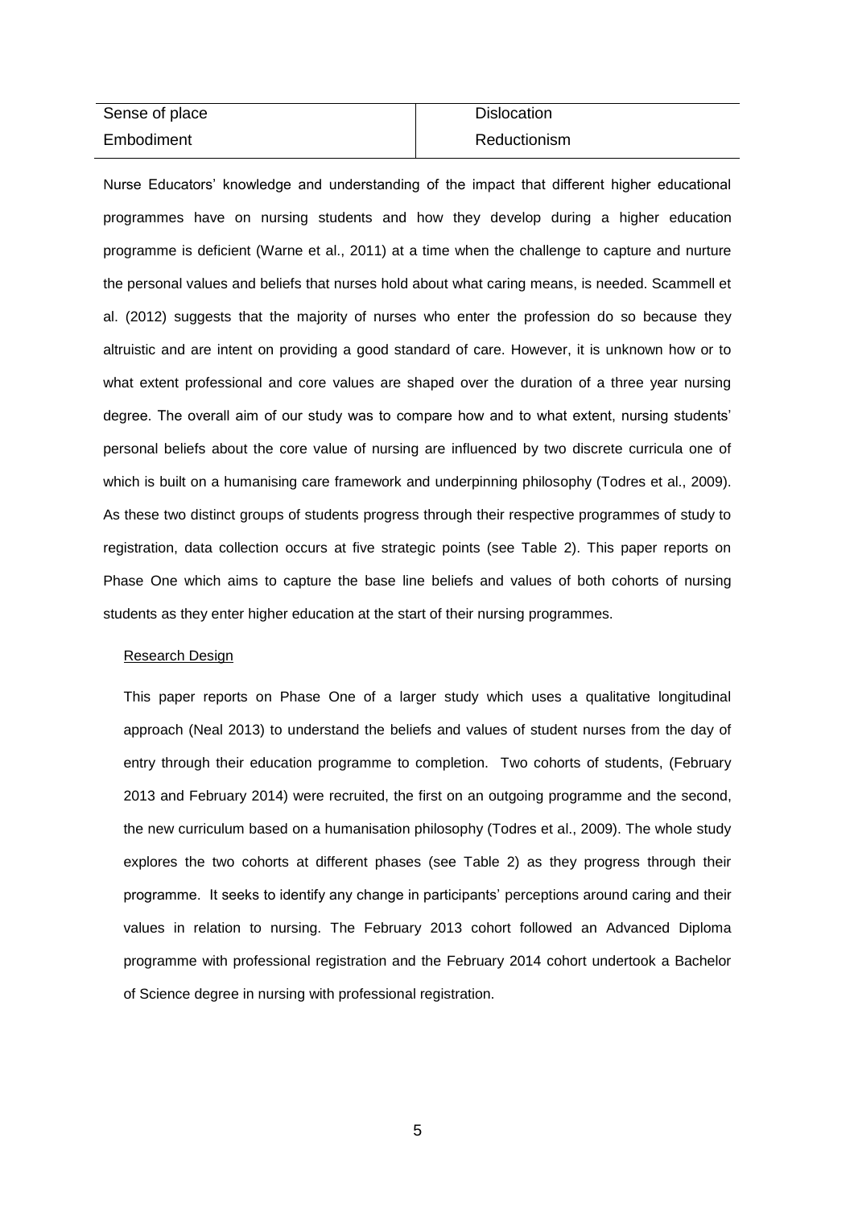| | |
|---|---|
| Sense of place | Dislocation |
| Embodiment | Reductionism |

Nurse Educators' knowledge and understanding of the impact that different higher educational programmes have on nursing students and how they develop during a higher education programme is deficient (Warne et al., 2011) at a time when the challenge to capture and nurture the personal values and beliefs that nurses hold about what caring means, is needed. Scammell et al. (2012) suggests that the majority of nurses who enter the profession do so because they altruistic and are intent on providing a good standard of care. However, it is unknown how or to what extent professional and core values are shaped over the duration of a three year nursing degree. The overall aim of our study was to compare how and to what extent, nursing students' personal beliefs about the core value of nursing are influenced by two discrete curricula one of which is built on a humanising care framework and underpinning philosophy (Todres et al., 2009). As these two distinct groups of students progress through their respective programmes of study to registration, data collection occurs at five strategic points (see Table 2). This paper reports on Phase One which aims to capture the base line beliefs and values of both cohorts of nursing students as they enter higher education at the start of their nursing programmes.

## Research Design

This paper reports on Phase One of a larger study which uses a qualitative longitudinal approach (Neal 2013) to understand the beliefs and values of student nurses from the day of entry through their education programme to completion. Two cohorts of students, (February 2013 and February 2014) were recruited, the first on an outgoing programme and the second, the new curriculum based on a humanisation philosophy (Todres et al., 2009). The whole study explores the two cohorts at different phases (see Table 2) as they progress through their programme. It seeks to identify any change in participants' perceptions around caring and their values in relation to nursing. The February 2013 cohort followed an Advanced Diploma programme with professional registration and the February 2014 cohort undertook a Bachelor of Science degree in nursing with professional registration.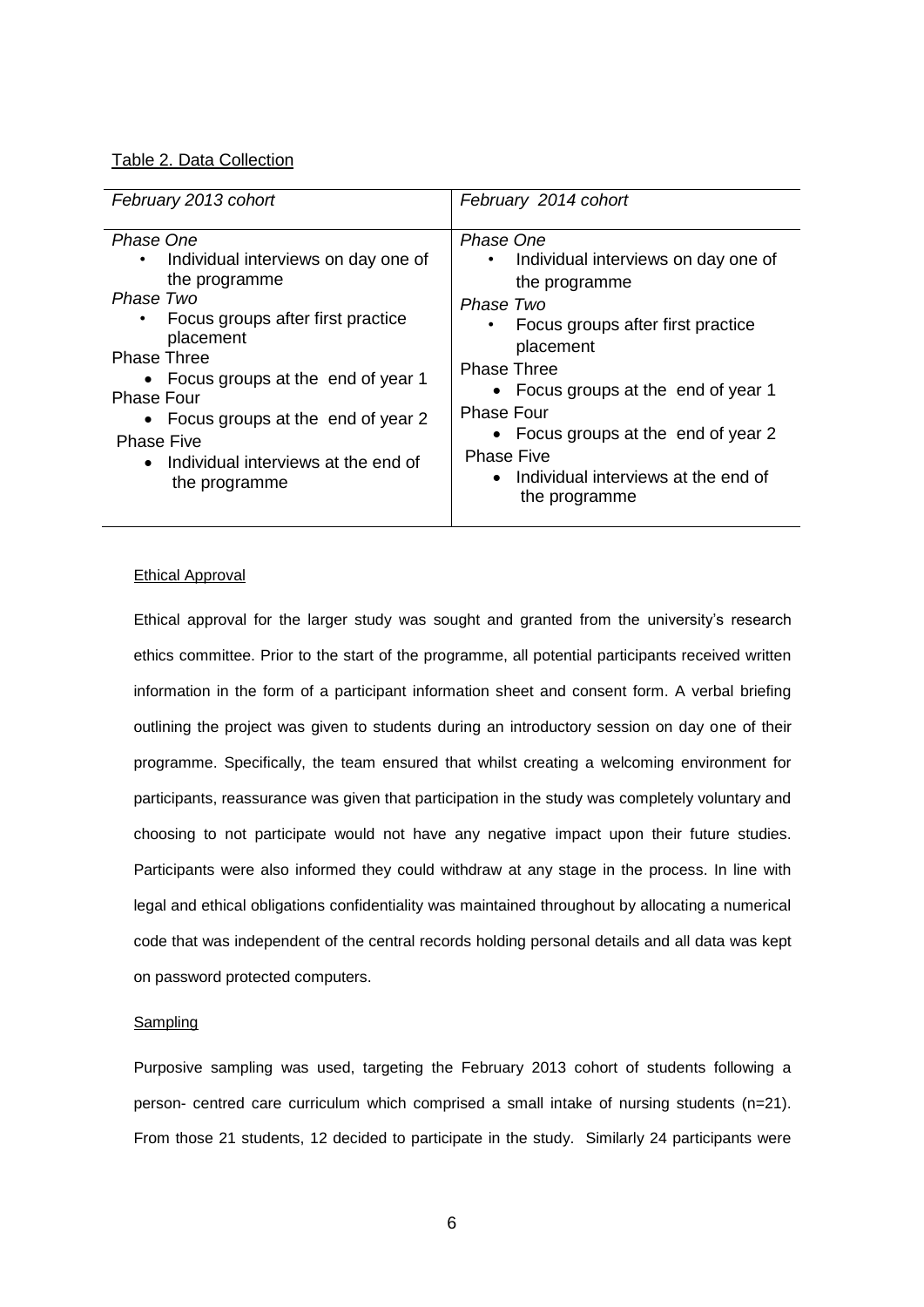Table 2. Data Collection

| *February 2013 cohort* | *February 2014 cohort* |
|---|---|
| *Phase One*<br>• Individual interviews on day one of the programme<br>*Phase Two*<br>• Focus groups after first practice placement<br>Phase Three<br>• Focus groups at the end of year 1<br>Phase Four<br>• Focus groups at the end of year 2<br>Phase Five<br>• Individual interviews at the end of the programme | *Phase One*<br>• Individual interviews on day one of the programme<br>*Phase Two*<br>• Focus groups after first practice placement<br>Phase Three<br>• Focus groups at the end of year 1<br>Phase Four<br>• Focus groups at the end of year 2<br>Phase Five<br>• Individual interviews at the end of the programme |

### Ethical Approval

Ethical approval for the larger study was sought and granted from the university's research ethics committee. Prior to the start of the programme, all potential participants received written information in the form of a participant information sheet and consent form. A verbal briefing outlining the project was given to students during an introductory session on day one of their programme. Specifically, the team ensured that whilst creating a welcoming environment for participants, reassurance was given that participation in the study was completely voluntary and choosing to not participate would not have any negative impact upon their future studies. Participants were also informed they could withdraw at any stage in the process. In line with legal and ethical obligations confidentiality was maintained throughout by allocating a numerical code that was independent of the central records holding personal details and all data was kept on password protected computers.

### Sampling

Purposive sampling was used, targeting the February 2013 cohort of students following a person- centred care curriculum which comprised a small intake of nursing students (n=21). From those 21 students, 12 decided to participate in the study. Similarly 24 participants were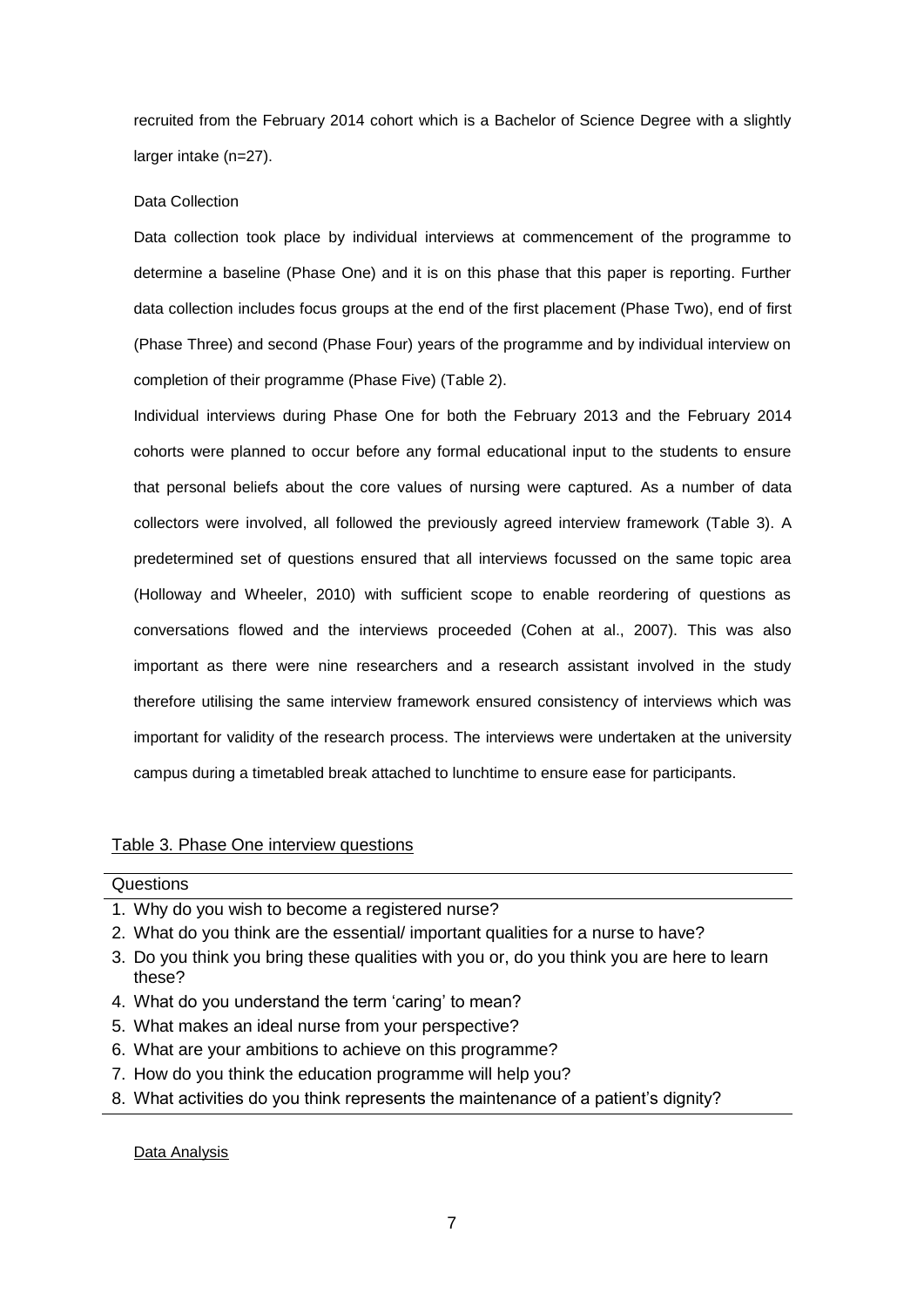recruited from the February 2014 cohort which is a Bachelor of Science Degree with a slightly larger intake (n=27).

## Data Collection

Data collection took place by individual interviews at commencement of the programme to determine a baseline (Phase One) and it is on this phase that this paper is reporting. Further data collection includes focus groups at the end of the first placement (Phase Two), end of first (Phase Three) and second (Phase Four) years of the programme and by individual interview on completion of their programme (Phase Five) (Table 2).

Individual interviews during Phase One for both the February 2013 and the February 2014 cohorts were planned to occur before any formal educational input to the students to ensure that personal beliefs about the core values of nursing were captured. As a number of data collectors were involved, all followed the previously agreed interview framework (Table 3). A predetermined set of questions ensured that all interviews focussed on the same topic area (Holloway and Wheeler, 2010) with sufficient scope to enable reordering of questions as conversations flowed and the interviews proceeded (Cohen at al., 2007). This was also important as there were nine researchers and a research assistant involved in the study therefore utilising the same interview framework ensured consistency of interviews which was important for validity of the research process. The interviews were undertaken at the university campus during a timetabled break attached to lunchtime to ensure ease for participants.

Table 3. Phase One interview questions

| Questions |
| --- |
| 1. Why do you wish to become a registered nurse? |
| 2. What do you think are the essential/ important qualities for a nurse to have? |
| 3. Do you think you bring these qualities with you or, do you think you are here to learn these? |
| 4. What do you understand the term 'caring' to mean? |
| 5. What makes an ideal nurse from your perspective? |
| 6. What are your ambitions to achieve on this programme? |
| 7. How do you think the education programme will help you? |
| 8. What activities do you think represents the maintenance of a patient's dignity? |

## Data Analysis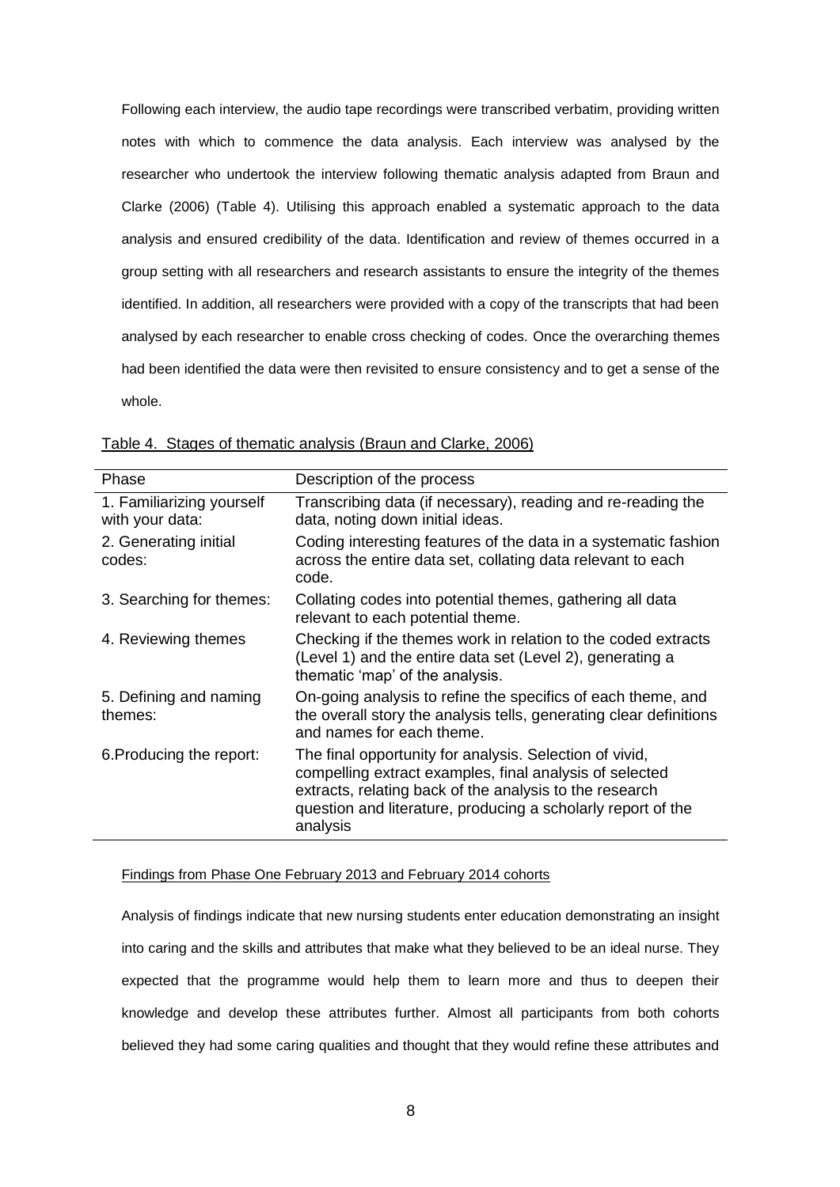Following each interview, the audio tape recordings were transcribed verbatim, providing written notes with which to commence the data analysis. Each interview was analysed by the researcher who undertook the interview following thematic analysis adapted from Braun and Clarke (2006) (Table 4). Utilising this approach enabled a systematic approach to the data analysis and ensured credibility of the data. Identification and review of themes occurred in a group setting with all researchers and research assistants to ensure the integrity of the themes identified. In addition, all researchers were provided with a copy of the transcripts that had been analysed by each researcher to enable cross checking of codes. Once the overarching themes had been identified the data were then revisited to ensure consistency and to get a sense of the whole.

Table 4. Stages of thematic analysis (Braun and Clarke, 2006)

| Phase | Description of the process |
|---|---|
| 1. Familiarizing yourself with your data: | Transcribing data (if necessary), reading and re-reading the data, noting down initial ideas. |
| 2. Generating initial codes: | Coding interesting features of the data in a systematic fashion across the entire data set, collating data relevant to each code. |
| 3. Searching for themes: | Collating codes into potential themes, gathering all data relevant to each potential theme. |
| 4. Reviewing themes | Checking if the themes work in relation to the coded extracts (Level 1) and the entire data set (Level 2), generating a thematic 'map' of the analysis. |
| 5. Defining and naming themes: | On-going analysis to refine the specifics of each theme, and the overall story the analysis tells, generating clear definitions and names for each theme. |
| 6.Producing the report: | The final opportunity for analysis. Selection of vivid, compelling extract examples, final analysis of selected extracts, relating back of the analysis to the research question and literature, producing a scholarly report of the analysis |

Findings from Phase One February 2013 and February 2014 cohorts

Analysis of findings indicate that new nursing students enter education demonstrating an insight into caring and the skills and attributes that make what they believed to be an ideal nurse. They expected that the programme would help them to learn more and thus to deepen their knowledge and develop these attributes further. Almost all participants from both cohorts believed they had some caring qualities and thought that they would refine these attributes and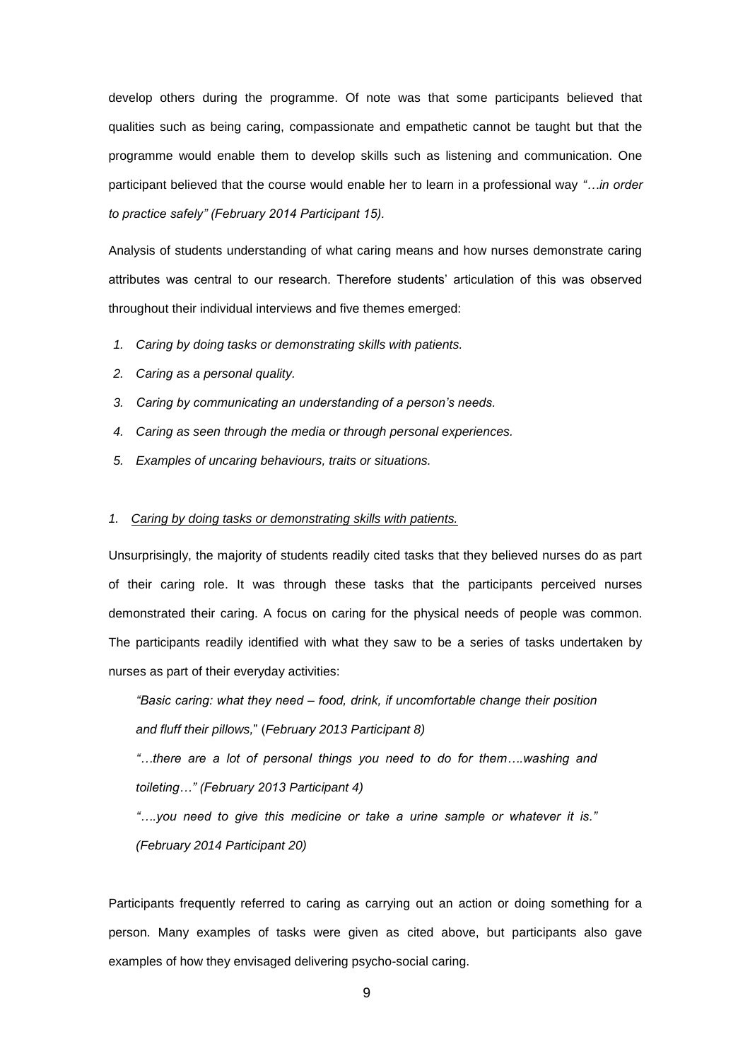develop others during the programme. Of note was that some participants believed that qualities such as being caring, compassionate and empathetic cannot be taught but that the programme would enable them to develop skills such as listening and communication. One participant believed that the course would enable her to learn in a professional way *"…in order to practice safely" (February 2014 Participant 15).*

Analysis of students understanding of what caring means and how nurses demonstrate caring attributes was central to our research. Therefore students' articulation of this was observed throughout their individual interviews and five themes emerged:

1. *Caring by doing tasks or demonstrating skills with patients.*
2. *Caring as a personal quality.*
3. *Caring by communicating an understanding of a person's needs.*
4. *Caring as seen through the media or through personal experiences.*
5. *Examples of uncaring behaviours, traits or situations.*

### 1. *Caring by doing tasks or demonstrating skills with patients.*

Unsurprisingly, the majority of students readily cited tasks that they believed nurses do as part of their caring role. It was through these tasks that the participants perceived nurses demonstrated their caring. A focus on caring for the physical needs of people was common. The participants readily identified with what they saw to be a series of tasks undertaken by nurses as part of their everyday activities:

> *"Basic caring: what they need – food, drink, if uncomfortable change their position and fluff their pillows,"* (*February 2013 Participant 8)*
>
> *"…there are a lot of personal things you need to do for them….washing and toileting…" (February 2013 Participant 4)*
>
> *"….you need to give this medicine or take a urine sample or whatever it is." (February 2014 Participant 20)*

Participants frequently referred to caring as carrying out an action or doing something for a person. Many examples of tasks were given as cited above, but participants also gave examples of how they envisaged delivering psycho-social caring.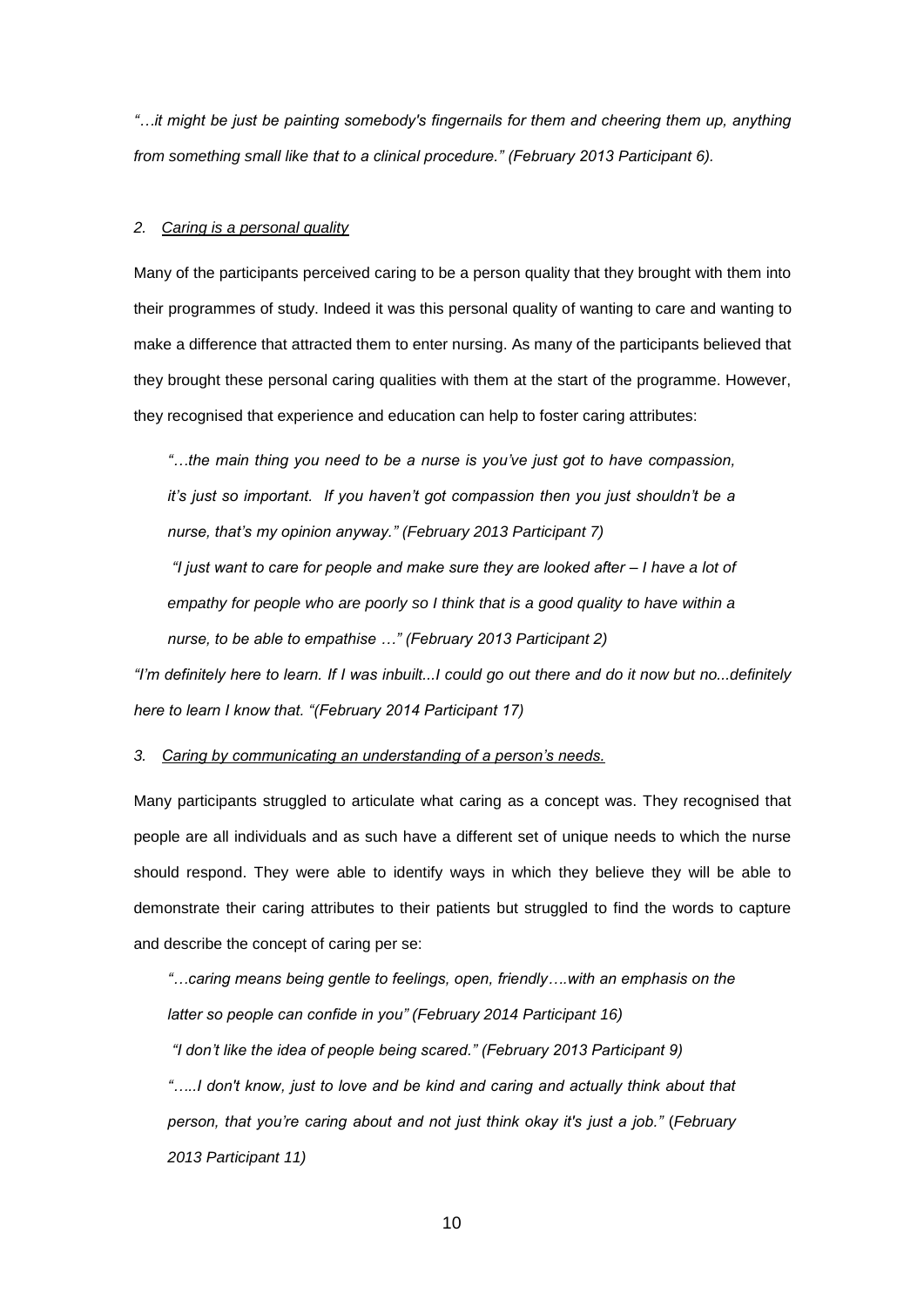*"…it might be just be painting somebody's fingernails for them and cheering them up, anything from something small like that to a clinical procedure." (February 2013 Participant 6).*

*2. Caring is a personal quality*

Many of the participants perceived caring to be a person quality that they brought with them into their programmes of study. Indeed it was this personal quality of wanting to care and wanting to make a difference that attracted them to enter nursing. As many of the participants believed that they brought these personal caring qualities with them at the start of the programme. However, they recognised that experience and education can help to foster caring attributes:

> *"…the main thing you need to be a nurse is you've just got to have compassion, it's just so important. If you haven't got compassion then you just shouldn't be a nurse, that's my opinion anyway." (February 2013 Participant 7)*
>
> *"I just want to care for people and make sure they are looked after – I have a lot of empathy for people who are poorly so I think that is a good quality to have within a nurse, to be able to empathise …" (February 2013 Participant 2)*

*"I'm definitely here to learn. If I was inbuilt...I could go out there and do it now but no...definitely here to learn I know that. "(February 2014 Participant 17)*

*3. Caring by communicating an understanding of a person's needs.*

Many participants struggled to articulate what caring as a concept was. They recognised that people are all individuals and as such have a different set of unique needs to which the nurse should respond. They were able to identify ways in which they believe they will be able to demonstrate their caring attributes to their patients but struggled to find the words to capture and describe the concept of caring per se:

> *"…caring means being gentle to feelings, open, friendly….with an emphasis on the latter so people can confide in you" (February 2014 Participant 16)*
>
> *"I don't like the idea of people being scared." (February 2013 Participant 9)*
>
> *"…..I don't know, just to love and be kind and caring and actually think about that person, that you're caring about and not just think okay it's just a job." (February 2013 Participant 11)*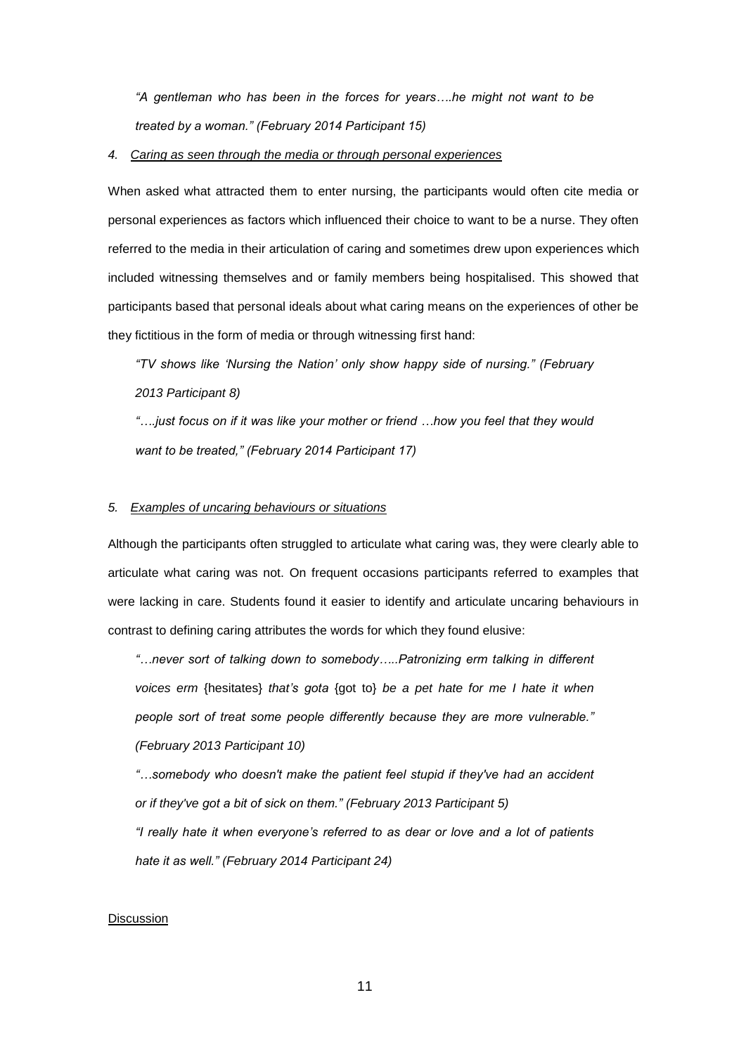*"A gentleman who has been in the forces for years….he might not want to be treated by a woman." (February 2014 Participant 15)*

4. *Caring as seen through the media or through personal experiences*

When asked what attracted them to enter nursing, the participants would often cite media or personal experiences as factors which influenced their choice to want to be a nurse. They often referred to the media in their articulation of caring and sometimes drew upon experiences which included witnessing themselves and or family members being hospitalised. This showed that participants based that personal ideals about what caring means on the experiences of other be they fictitious in the form of media or through witnessing first hand:

> *"TV shows like 'Nursing the Nation' only show happy side of nursing." (February 2013 Participant 8)*
>
> *"….just focus on if it was like your mother or friend …how you feel that they would want to be treated," (February 2014 Participant 17)*

5. *Examples of uncaring behaviours or situations*

Although the participants often struggled to articulate what caring was, they were clearly able to articulate what caring was not. On frequent occasions participants referred to examples that were lacking in care. Students found it easier to identify and articulate uncaring behaviours in contrast to defining caring attributes the words for which they found elusive:

> *"…never sort of talking down to somebody…..Patronizing erm talking in different voices erm* {hesitates} *that's gota* {got to} *be a pet hate for me I hate it when people sort of treat some people differently because they are more vulnerable." (February 2013 Participant 10)*
>
> *"…somebody who doesn't make the patient feel stupid if they've had an accident or if they've got a bit of sick on them." (February 2013 Participant 5)*
>
> *"I really hate it when everyone's referred to as dear or love and a lot of patients hate it as well." (February 2014 Participant 24)*

## Discussion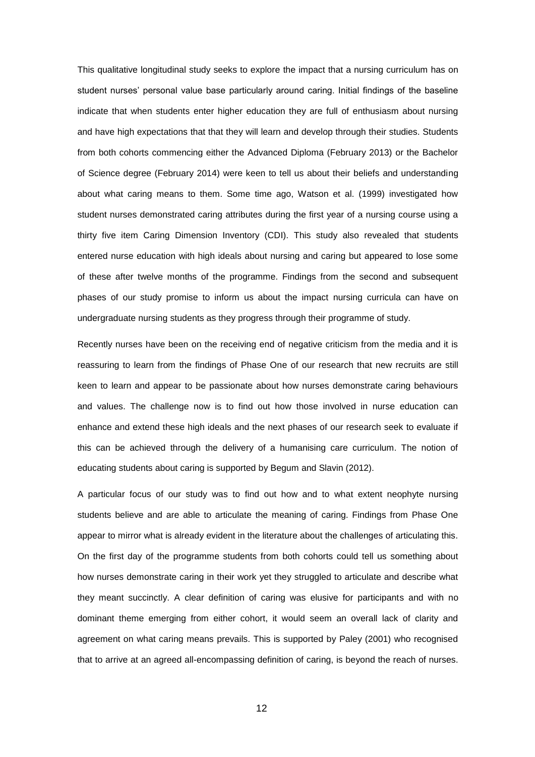This qualitative longitudinal study seeks to explore the impact that a nursing curriculum has on student nurses' personal value base particularly around caring. Initial findings of the baseline indicate that when students enter higher education they are full of enthusiasm about nursing and have high expectations that that they will learn and develop through their studies. Students from both cohorts commencing either the Advanced Diploma (February 2013) or the Bachelor of Science degree (February 2014) were keen to tell us about their beliefs and understanding about what caring means to them. Some time ago, Watson et al. (1999) investigated how student nurses demonstrated caring attributes during the first year of a nursing course using a thirty five item Caring Dimension Inventory (CDI). This study also revealed that students entered nurse education with high ideals about nursing and caring but appeared to lose some of these after twelve months of the programme. Findings from the second and subsequent phases of our study promise to inform us about the impact nursing curricula can have on undergraduate nursing students as they progress through their programme of study.

Recently nurses have been on the receiving end of negative criticism from the media and it is reassuring to learn from the findings of Phase One of our research that new recruits are still keen to learn and appear to be passionate about how nurses demonstrate caring behaviours and values. The challenge now is to find out how those involved in nurse education can enhance and extend these high ideals and the next phases of our research seek to evaluate if this can be achieved through the delivery of a humanising care curriculum. The notion of educating students about caring is supported by Begum and Slavin (2012).

A particular focus of our study was to find out how and to what extent neophyte nursing students believe and are able to articulate the meaning of caring. Findings from Phase One appear to mirror what is already evident in the literature about the challenges of articulating this. On the first day of the programme students from both cohorts could tell us something about how nurses demonstrate caring in their work yet they struggled to articulate and describe what they meant succinctly. A clear definition of caring was elusive for participants and with no dominant theme emerging from either cohort, it would seem an overall lack of clarity and agreement on what caring means prevails. This is supported by Paley (2001) who recognised that to arrive at an agreed all-encompassing definition of caring, is beyond the reach of nurses.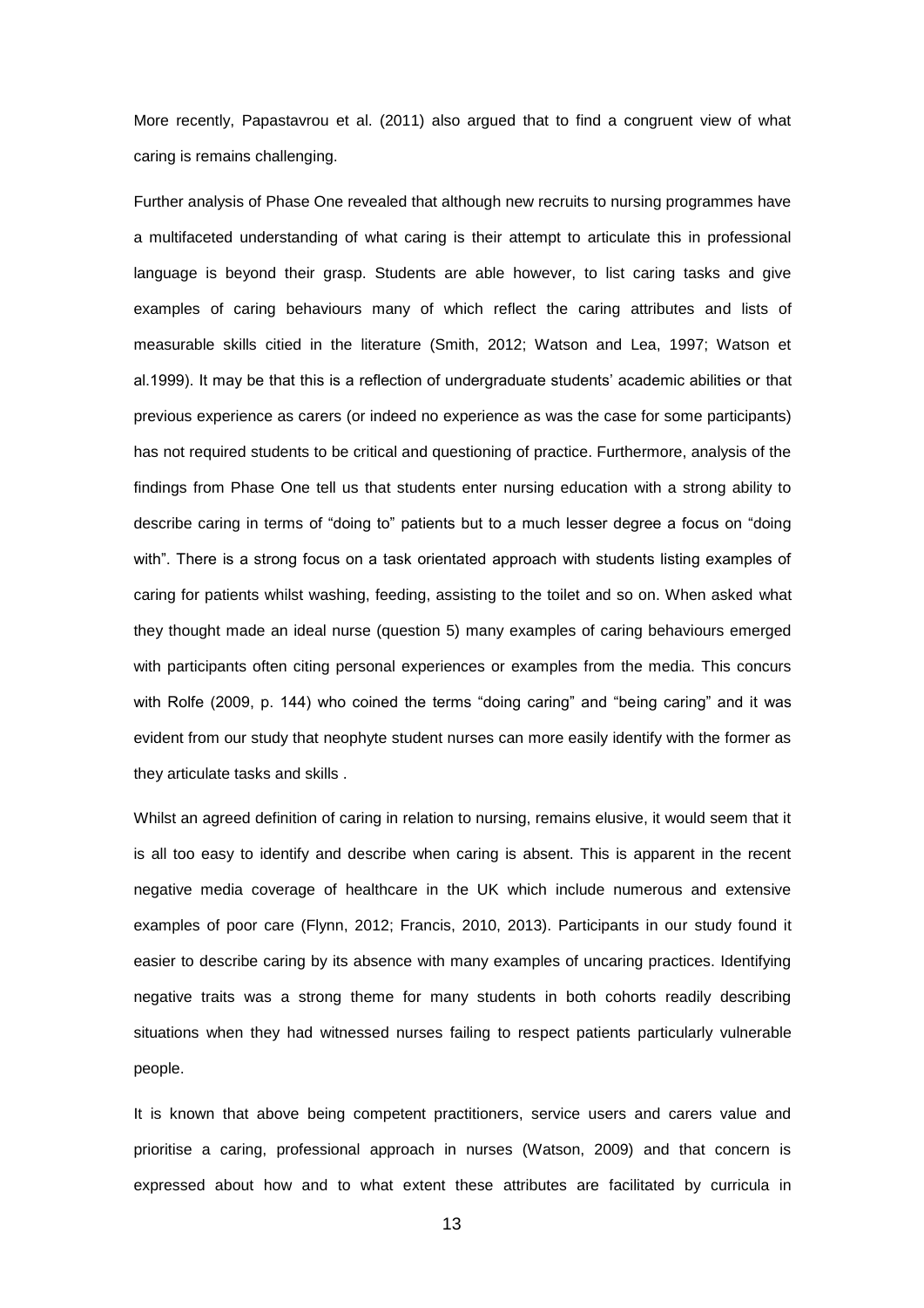More recently, Papastavrou et al. (2011) also argued that to find a congruent view of what caring is remains challenging.

Further analysis of Phase One revealed that although new recruits to nursing programmes have a multifaceted understanding of what caring is their attempt to articulate this in professional language is beyond their grasp. Students are able however, to list caring tasks and give examples of caring behaviours many of which reflect the caring attributes and lists of measurable skills citied in the literature (Smith, 2012; Watson and Lea, 1997; Watson et al.1999). It may be that this is a reflection of undergraduate students' academic abilities or that previous experience as carers (or indeed no experience as was the case for some participants) has not required students to be critical and questioning of practice. Furthermore, analysis of the findings from Phase One tell us that students enter nursing education with a strong ability to describe caring in terms of "doing to" patients but to a much lesser degree a focus on "doing with". There is a strong focus on a task orientated approach with students listing examples of caring for patients whilst washing, feeding, assisting to the toilet and so on. When asked what they thought made an ideal nurse (question 5) many examples of caring behaviours emerged with participants often citing personal experiences or examples from the media. This concurs with Rolfe (2009, p. 144) who coined the terms "doing caring" and "being caring" and it was evident from our study that neophyte student nurses can more easily identify with the former as they articulate tasks and skills .

Whilst an agreed definition of caring in relation to nursing, remains elusive, it would seem that it is all too easy to identify and describe when caring is absent. This is apparent in the recent negative media coverage of healthcare in the UK which include numerous and extensive examples of poor care (Flynn, 2012; Francis, 2010, 2013). Participants in our study found it easier to describe caring by its absence with many examples of uncaring practices. Identifying negative traits was a strong theme for many students in both cohorts readily describing situations when they had witnessed nurses failing to respect patients particularly vulnerable people.

It is known that above being competent practitioners, service users and carers value and prioritise a caring, professional approach in nurses (Watson, 2009) and that concern is expressed about how and to what extent these attributes are facilitated by curricula in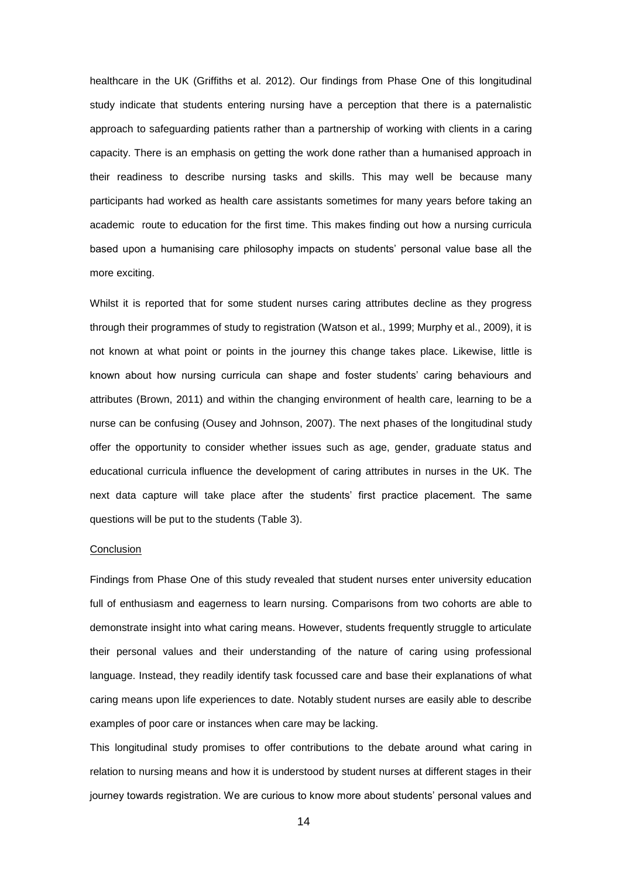healthcare in the UK (Griffiths et al. 2012). Our findings from Phase One of this longitudinal study indicate that students entering nursing have a perception that there is a paternalistic approach to safeguarding patients rather than a partnership of working with clients in a caring capacity. There is an emphasis on getting the work done rather than a humanised approach in their readiness to describe nursing tasks and skills. This may well be because many participants had worked as health care assistants sometimes for many years before taking an academic route to education for the first time. This makes finding out how a nursing curricula based upon a humanising care philosophy impacts on students' personal value base all the more exciting.

Whilst it is reported that for some student nurses caring attributes decline as they progress through their programmes of study to registration (Watson et al., 1999; Murphy et al., 2009), it is not known at what point or points in the journey this change takes place. Likewise, little is known about how nursing curricula can shape and foster students' caring behaviours and attributes (Brown, 2011) and within the changing environment of health care, learning to be a nurse can be confusing (Ousey and Johnson, 2007). The next phases of the longitudinal study offer the opportunity to consider whether issues such as age, gender, graduate status and educational curricula influence the development of caring attributes in nurses in the UK. The next data capture will take place after the students' first practice placement. The same questions will be put to the students (Table 3).

## Conclusion

Findings from Phase One of this study revealed that student nurses enter university education full of enthusiasm and eagerness to learn nursing. Comparisons from two cohorts are able to demonstrate insight into what caring means. However, students frequently struggle to articulate their personal values and their understanding of the nature of caring using professional language. Instead, they readily identify task focussed care and base their explanations of what caring means upon life experiences to date. Notably student nurses are easily able to describe examples of poor care or instances when care may be lacking.

This longitudinal study promises to offer contributions to the debate around what caring in relation to nursing means and how it is understood by student nurses at different stages in their journey towards registration. We are curious to know more about students' personal values and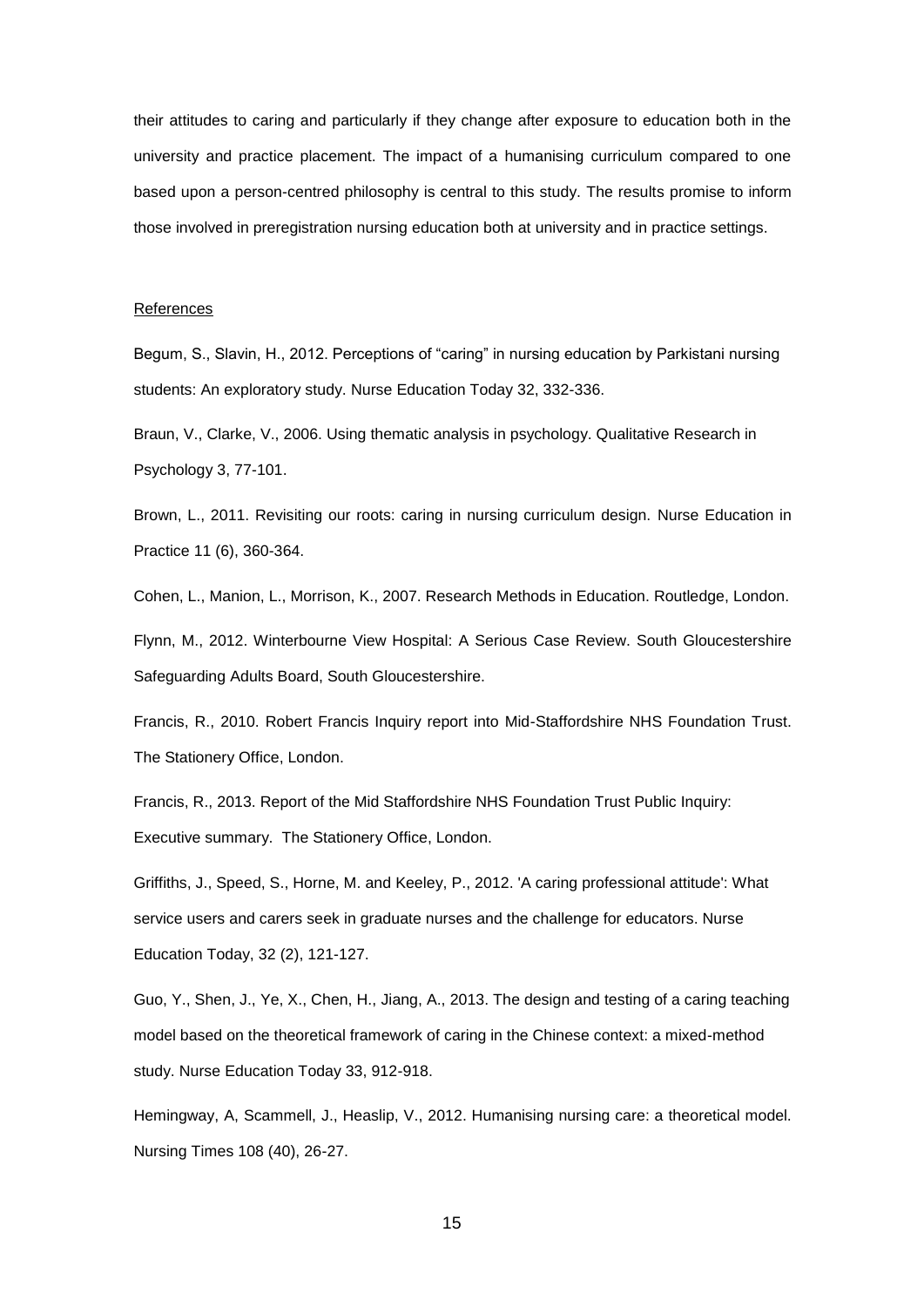their attitudes to caring and particularly if they change after exposure to education both in the university and practice placement. The impact of a humanising curriculum compared to one based upon a person-centred philosophy is central to this study. The results promise to inform those involved in preregistration nursing education both at university and in practice settings.

References

Begum, S., Slavin, H., 2012. Perceptions of "caring" in nursing education by Parkistani nursing students: An exploratory study. Nurse Education Today 32, 332-336.

Braun, V., Clarke, V., 2006. Using thematic analysis in psychology. Qualitative Research in Psychology 3, 77-101.

Brown, L., 2011. Revisiting our roots: caring in nursing curriculum design. Nurse Education in Practice 11 (6), 360-364.

Cohen, L., Manion, L., Morrison, K., 2007. Research Methods in Education. Routledge, London.

Flynn, M., 2012. Winterbourne View Hospital: A Serious Case Review. South Gloucestershire Safeguarding Adults Board, South Gloucestershire.

Francis, R., 2010. Robert Francis Inquiry report into Mid-Staffordshire NHS Foundation Trust. The Stationery Office, London.

Francis, R., 2013. Report of the Mid Staffordshire NHS Foundation Trust Public Inquiry: Executive summary. The Stationery Office, London.

Griffiths, J., Speed, S., Horne, M. and Keeley, P., 2012. 'A caring professional attitude': What service users and carers seek in graduate nurses and the challenge for educators. Nurse Education Today, 32 (2), 121-127.

Guo, Y., Shen, J., Ye, X., Chen, H., Jiang, A., 2013. The design and testing of a caring teaching model based on the theoretical framework of caring in the Chinese context: a mixed-method study. Nurse Education Today 33, 912-918.

Hemingway, A, Scammell, J., Heaslip, V., 2012. Humanising nursing care: a theoretical model. Nursing Times 108 (40), 26-27.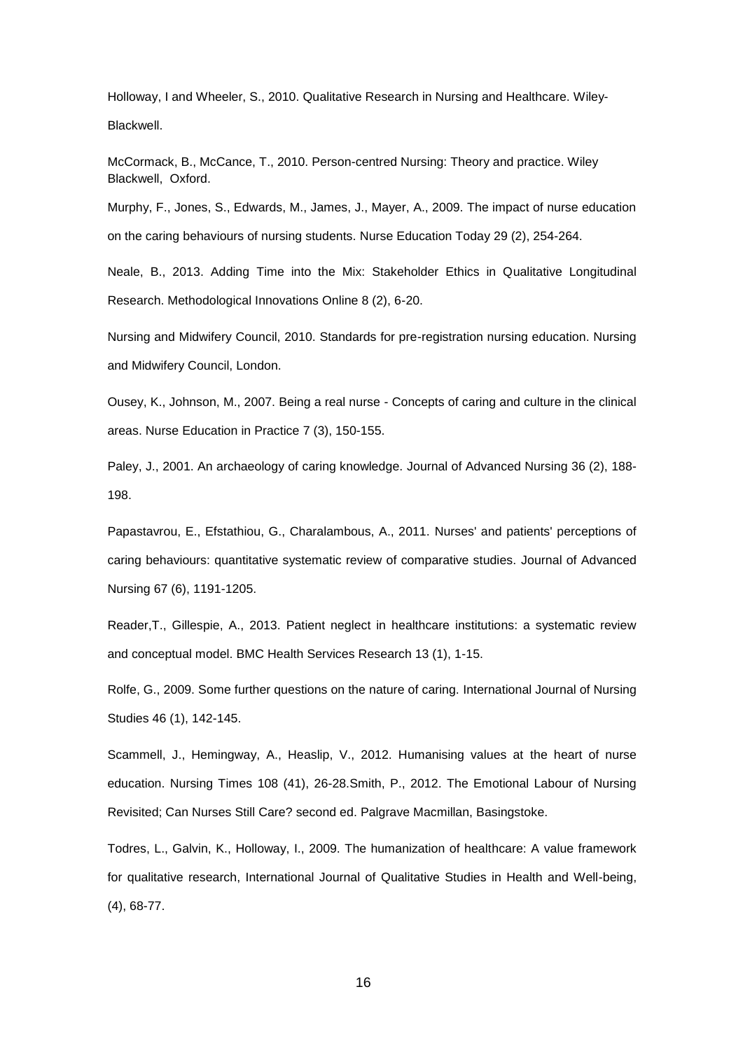Holloway, I and Wheeler, S., 2010. Qualitative Research in Nursing and Healthcare. Wiley-Blackwell.

McCormack, B., McCance, T., 2010. Person-centred Nursing: Theory and practice. Wiley Blackwell, Oxford.

Murphy, F., Jones, S., Edwards, M., James, J., Mayer, A., 2009. The impact of nurse education on the caring behaviours of nursing students. Nurse Education Today 29 (2), 254-264.

Neale, B., 2013. Adding Time into the Mix: Stakeholder Ethics in Qualitative Longitudinal Research. Methodological Innovations Online 8 (2), 6-20.

Nursing and Midwifery Council, 2010. Standards for pre-registration nursing education. Nursing and Midwifery Council, London.

Ousey, K., Johnson, M., 2007. Being a real nurse - Concepts of caring and culture in the clinical areas. Nurse Education in Practice 7 (3), 150-155.

Paley, J., 2001. An archaeology of caring knowledge. Journal of Advanced Nursing 36 (2), 188-198.

Papastavrou, E., Efstathiou, G., Charalambous, A., 2011. Nurses' and patients' perceptions of caring behaviours: quantitative systematic review of comparative studies. Journal of Advanced Nursing 67 (6), 1191-1205.

Reader,T., Gillespie, A., 2013. Patient neglect in healthcare institutions: a systematic review and conceptual model. BMC Health Services Research 13 (1), 1-15.

Rolfe, G., 2009. Some further questions on the nature of caring. International Journal of Nursing Studies 46 (1), 142-145.

Scammell, J., Hemingway, A., Heaslip, V., 2012. Humanising values at the heart of nurse education. Nursing Times 108 (41), 26-28.Smith, P., 2012. The Emotional Labour of Nursing Revisited; Can Nurses Still Care? second ed. Palgrave Macmillan, Basingstoke.

Todres, L., Galvin, K., Holloway, I., 2009. The humanization of healthcare: A value framework for qualitative research, International Journal of Qualitative Studies in Health and Well-being, (4), 68-77.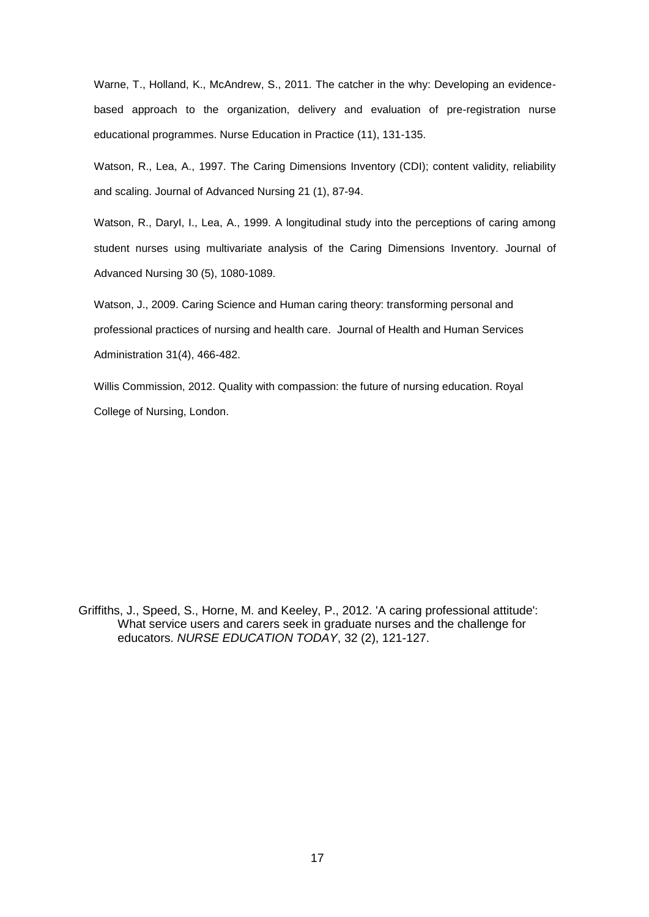Warne, T., Holland, K., McAndrew, S., 2011. The catcher in the why: Developing an evidence-based approach to the organization, delivery and evaluation of pre-registration nurse educational programmes. Nurse Education in Practice (11), 131-135.

Watson, R., Lea, A., 1997. The Caring Dimensions Inventory (CDI); content validity, reliability and scaling. Journal of Advanced Nursing 21 (1), 87-94.

Watson, R., Daryl, I., Lea, A., 1999. A longitudinal study into the perceptions of caring among student nurses using multivariate analysis of the Caring Dimensions Inventory. Journal of Advanced Nursing 30 (5), 1080-1089.

Watson, J., 2009. Caring Science and Human caring theory: transforming personal and professional practices of nursing and health care. Journal of Health and Human Services Administration 31(4), 466-482.

Willis Commission, 2012. Quality with compassion: the future of nursing education. Royal College of Nursing, London.

Griffiths, J., Speed, S., Horne, M. and Keeley, P., 2012. 'A caring professional attitude': What service users and carers seek in graduate nurses and the challenge for educators. *NURSE EDUCATION TODAY*, 32 (2), 121-127.